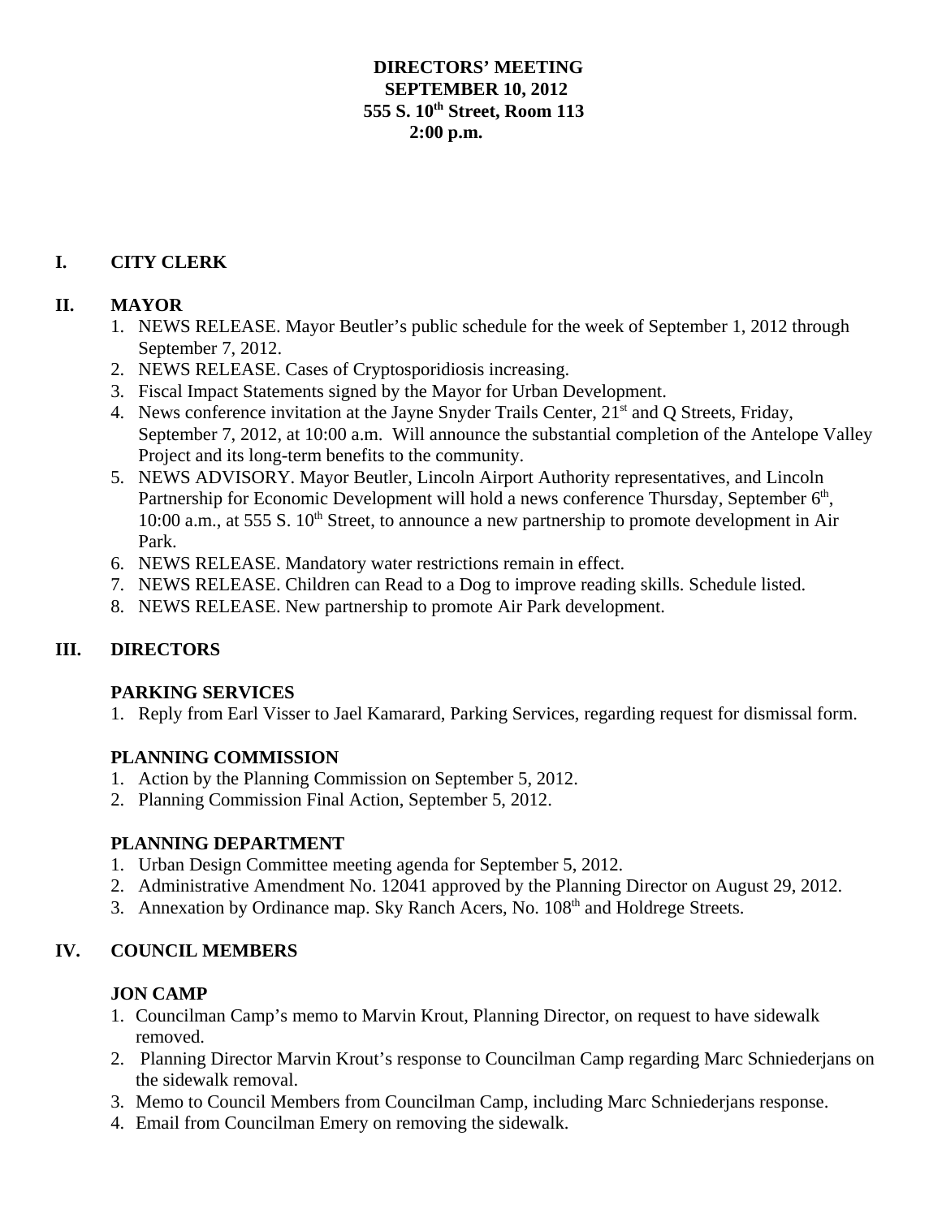# DIRECTORS' MEETING
## SEPTEMBER 10, 2012
## 555 S. 10th Street, Room 113
## 2:00 p.m.

## I. CITY CLERK

## II. MAYOR

1. NEWS RELEASE. Mayor Beutler's public schedule for the week of September 1, 2012 through September 7, 2012.
2. NEWS RELEASE. Cases of Cryptosporidiosis increasing.
3. Fiscal Impact Statements signed by the Mayor for Urban Development.
4. News conference invitation at the Jayne Snyder Trails Center, 21st and Q Streets, Friday, September 7, 2012, at 10:00 a.m. Will announce the substantial completion of the Antelope Valley Project and its long-term benefits to the community.
5. NEWS ADVISORY. Mayor Beutler, Lincoln Airport Authority representatives, and Lincoln Partnership for Economic Development will hold a news conference Thursday, September 6th, 10:00 a.m., at 555 S. 10th Street, to announce a new partnership to promote development in Air Park.
6. NEWS RELEASE. Mandatory water restrictions remain in effect.
7. NEWS RELEASE. Children can Read to a Dog to improve reading skills. Schedule listed.
8. NEWS RELEASE. New partnership to promote Air Park development.

## III. DIRECTORS

### PARKING SERVICES

1. Reply from Earl Visser to Jael Kamarard, Parking Services, regarding request for dismissal form.

### PLANNING COMMISSION

1. Action by the Planning Commission on September 5, 2012.
2. Planning Commission Final Action, September 5, 2012.

### PLANNING DEPARTMENT

1. Urban Design Committee meeting agenda for September 5, 2012.
2. Administrative Amendment No. 12041 approved by the Planning Director on August 29, 2012.
3. Annexation by Ordinance map. Sky Ranch Acers, No. 108th and Holdrege Streets.

## IV. COUNCIL MEMBERS

### JON CAMP

1. Councilman Camp's memo to Marvin Krout, Planning Director, on request to have sidewalk removed.
2. Planning Director Marvin Krout's response to Councilman Camp regarding Marc Schniederjans on the sidewalk removal.
3. Memo to Council Members from Councilman Camp, including Marc Schniederjans response.
4. Email from Councilman Emery on removing the sidewalk.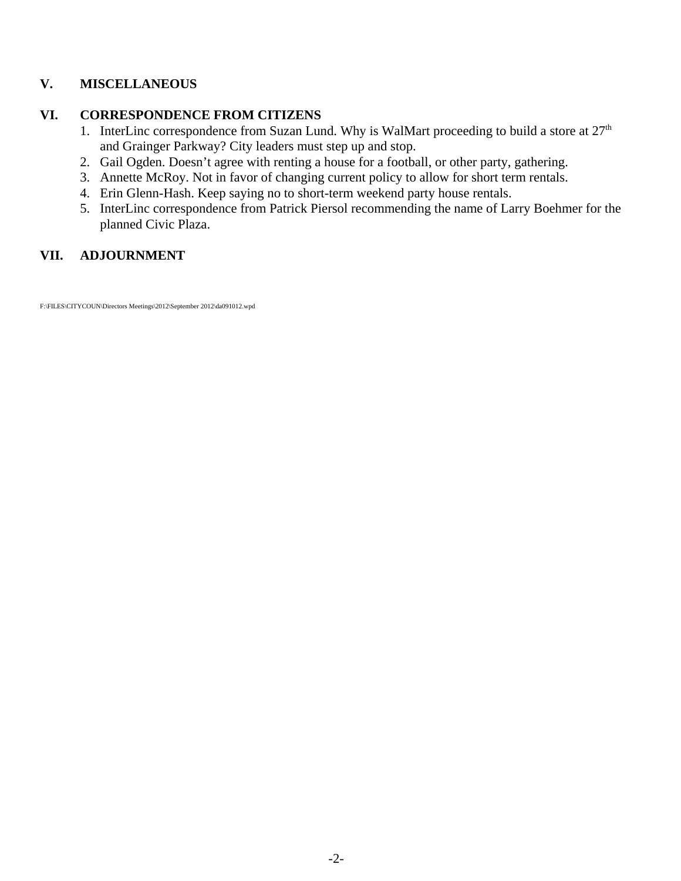## V. MISCELLANEOUS

## VI. CORRESPONDENCE FROM CITIZENS

1. InterLinc correspondence from Suzan Lund. Why is WalMart proceeding to build a store at 27th and Grainger Parkway? City leaders must step up and stop.
2. Gail Ogden. Doesn't agree with renting a house for a football, or other party, gathering.
3. Annette McRoy. Not in favor of changing current policy to allow for short term rentals.
4. Erin Glenn-Hash. Keep saying no to short-term weekend party house rentals.
5. InterLinc correspondence from Patrick Piersol recommending the name of Larry Boehmer for the planned Civic Plaza.

## VII. ADJOURNMENT

F:\FILES\CITYCOUN\Directors Meetings\2012\September 2012\da091012.wpd